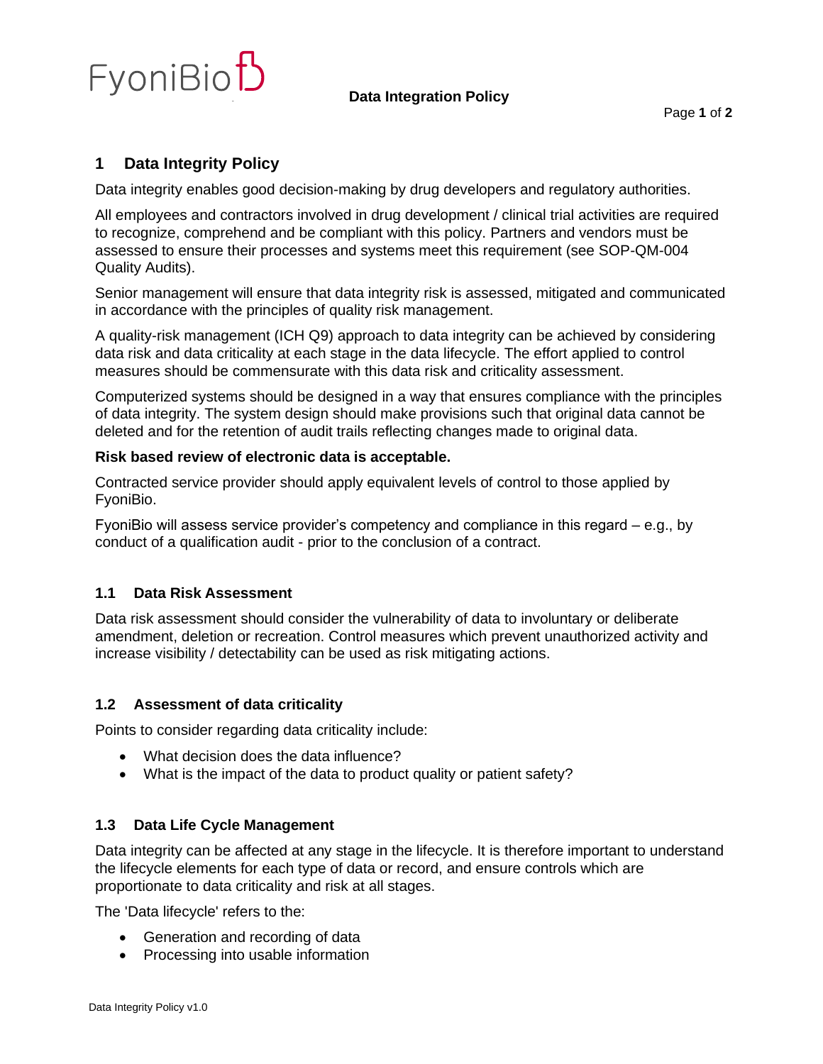# 1 Data Integrity Policy

Data integrity enables good decision-making by drug developers and regulatory authorities.

All employees and contractors involved in drug development / clinical trial activities are required to recognize, comprehend and be compliant with this policy. Partners and vendors must be assessed to ensure their processes and systems meet this requirement (see SOP-QM-004 Quality Audits).

Senior management will ensure that data integrity risk is assessed, mitigated and communicated in accordance with the principles of quality risk management.

A quality-risk management (ICH Q9) approach to data integrity can be achieved by considering data risk and data criticality at each stage in the data lifecycle. The effort applied to control measures should be commensurate with this data risk and criticality assessment.

Computerized systems should be designed in a way that ensures compliance with the principles of data integrity. The system design should make provisions such that original data cannot be deleted and for the retention of audit trails reflecting changes made to original data.

**Risk based review of electronic data is acceptable.**

Contracted service provider should apply equivalent levels of control to those applied by FyoniBio.

FyoniBio will assess service provider's competency and compliance in this regard – e.g., by conduct of a qualification audit - prior to the conclusion of a contract.

## 1.1 Data Risk Assessment

Data risk assessment should consider the vulnerability of data to involuntary or deliberate amendment, deletion or recreation. Control measures which prevent unauthorized activity and increase visibility / detectability can be used as risk mitigating actions.

## 1.2 Assessment of data criticality

Points to consider regarding data criticality include:

- What decision does the data influence?
- What is the impact of the data to product quality or patient safety?

## 1.3 Data Life Cycle Management

Data integrity can be affected at any stage in the lifecycle. It is therefore important to understand the lifecycle elements for each type of data or record, and ensure controls which are proportionate to data criticality and risk at all stages.

The 'Data lifecycle' refers to the:

- Generation and recording of data
- Processing into usable information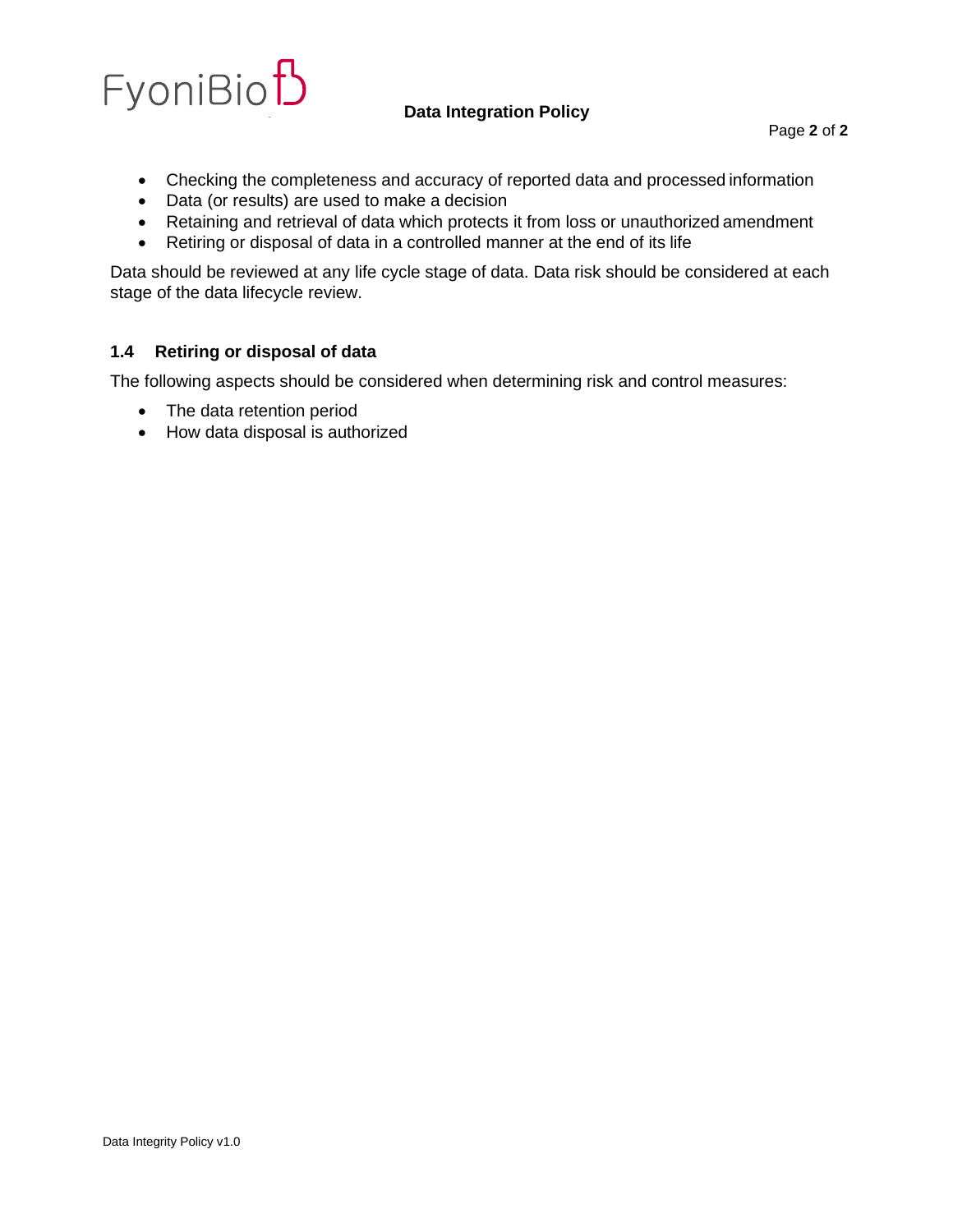- Checking the completeness and accuracy of reported data and processed information
- Data (or results) are used to make a decision
- Retaining and retrieval of data which protects it from loss or unauthorized amendment
- Retiring or disposal of data in a controlled manner at the end of its life

Data should be reviewed at any life cycle stage of data. Data risk should be considered at each stage of the data lifecycle review.

### 1.4 Retiring or disposal of data

The following aspects should be considered when determining risk and control measures:

- The data retention period
- How data disposal is authorized